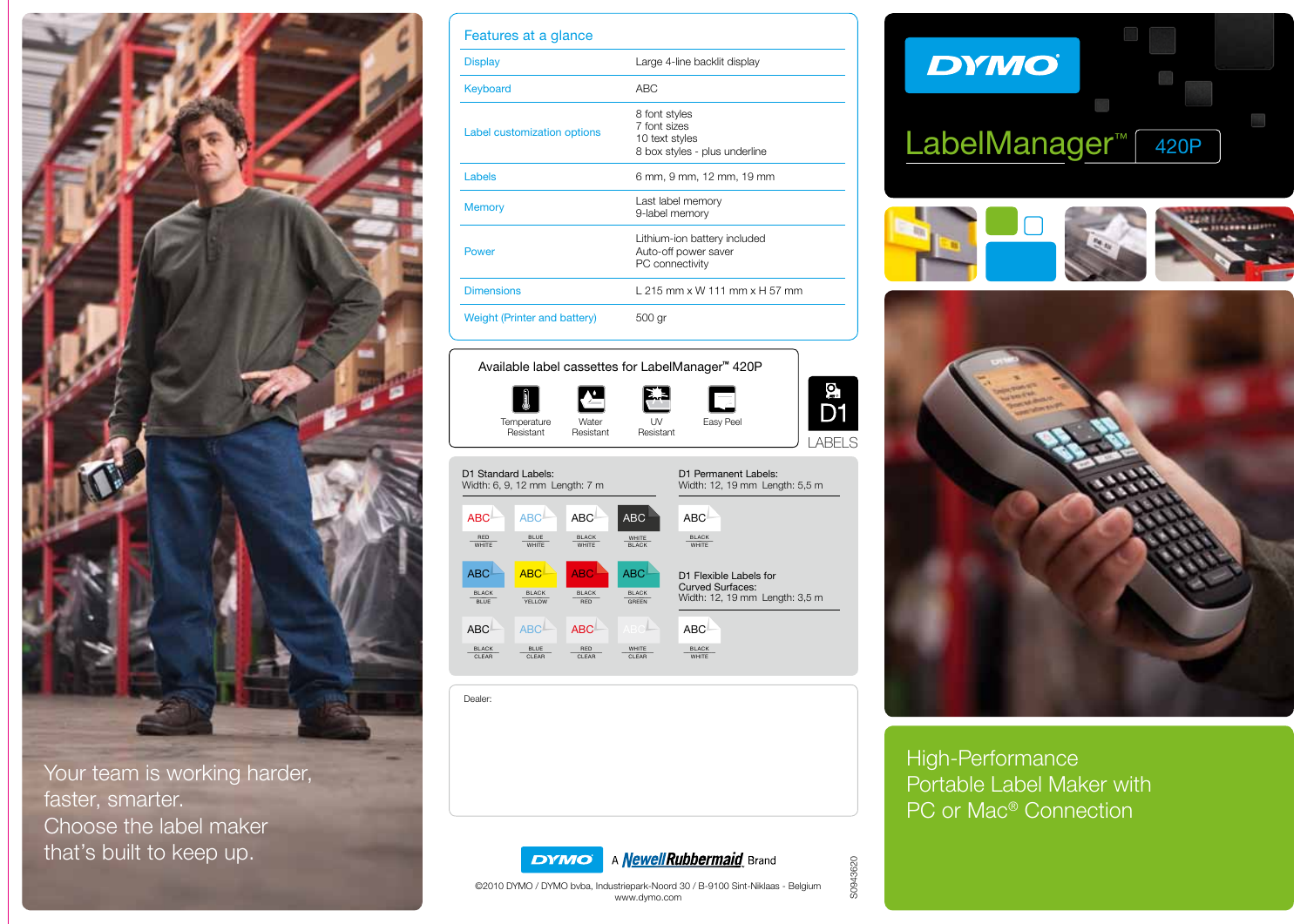Your team is working harder, faster, smarter.
Choose the label maker that's built to keep up.

## Features at a glance

| Feature | Details |
|---|---|
| Display | Large 4-line backlit display |
| Keyboard | ABC |
| Label customization options | 8 font styles<br>7 font sizes<br>10 text styles<br>8 box styles - plus underline |
| Labels | 6 mm, 9 mm, 12 mm, 19 mm |
| Memory | Last label memory<br>9-label memory |
| Power | Lithium-ion battery included<br>Auto-off power saver<br>PC connectivity |
| Dimensions | L 215 mm x W 111 mm x H 57 mm |
| Weight (Printer and battery) | 500 gr |

### Available label cassettes for LabelManager™ 420P

Temperature Resistant · Water Resistant · UV Resistant · Easy Peel

D1 LABELS

**D1 Standard Labels:**
Width: 6, 9, 12 mm Length: 7 m

- ABC – RED / WHITE
- ABC – BLUE / WHITE
- ABC – BLACK / WHITE
- ABC – WHITE / BLACK
- ABC – BLACK / BLUE
- ABC – BLACK / YELLOW
- ABC – BLACK / RED
- ABC – BLACK / GREEN
- ABC – BLACK / CLEAR
- ABC – BLUE / CLEAR
- ABC – RED / CLEAR
- ABC – WHITE / CLEAR

**D1 Permanent Labels:**
Width: 12, 19 mm Length: 5,5 m

- ABC – BLACK / WHITE

**D1 Flexible Labels for Curved Surfaces:**
Width: 12, 19 mm Length: 3,5 m

- ABC – BLACK / WHITE

Dealer:

DYMO A NewellRubbermaid Brand

©2010 DYMO / DYMO bvba, Industriepark-Noord 30 / B-9100 Sint-Niklaas - Belgium
www.dymo.com

S0943620

# DYMO

## LabelManager™ 420P

High-Performance Portable Label Maker with PC or Mac® Connection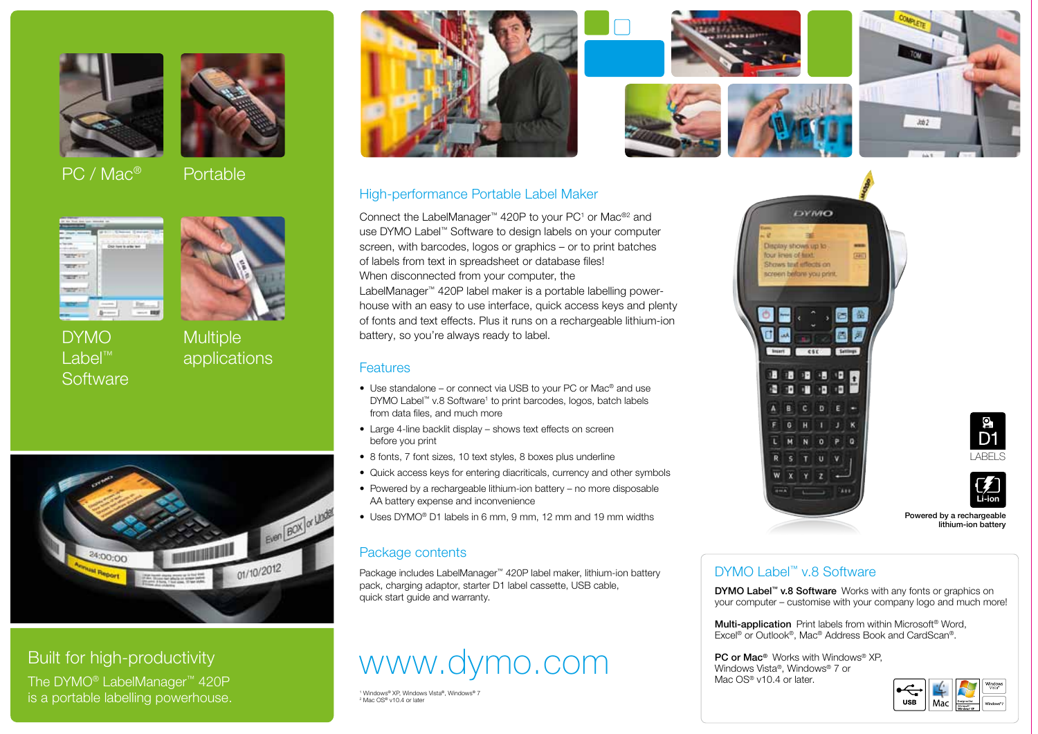PC / Mac®

Portable

DYMO Label™ Software

Multiple applications

## Built for high-productivity

The DYMO® LabelManager™ 420P is a portable labelling powerhouse.

## High-performance Portable Label Maker

Connect the LabelManager™ 420P to your PC[1] or Mac®[2] and use DYMO Label™ Software to design labels on your computer screen, with barcodes, logos or graphics – or to print batches of labels from text in spreadsheet or database files! When disconnected from your computer, the LabelManager™ 420P label maker is a portable labelling powerhouse with an easy to use interface, quick access keys and plenty of fonts and text effects. Plus it runs on a rechargeable lithium-ion battery, so you're always ready to label.

## Features

- Use standalone – or connect via USB to your PC or Mac® and use DYMO Label™ v.8 Software[1] to print barcodes, logos, batch labels from data files, and much more
- Large 4-line backlit display – shows text effects on screen before you print
- 8 fonts, 7 font sizes, 10 text styles, 8 boxes plus underline
- Quick access keys for entering diacriticals, currency and other symbols
- Powered by a rechargeable lithium-ion battery – no more disposable AA battery expense and inconvenience
- Uses DYMO® D1 labels in 6 mm, 9 mm, 12 mm and 19 mm widths

## Package contents

Package includes LabelManager™ 420P label maker, lithium-ion battery pack, charging adaptor, starter D1 label cassette, USB cable, quick start guide and warranty.

www.dymo.com

[1] Windows® XP, Windows Vista®, Windows® 7
[2] Mac OS® v10.4 or later

D1 LABELS

Li-ion

Powered by a rechargeable lithium-ion battery

## DYMO Label™ v.8 Software

**DYMO Label™ v.8 Software** Works with any fonts or graphics on your computer – customise with your company logo and much more!

**Multi-application** Print labels from within Microsoft® Word, Excel® or Outlook®, Mac® Address Book and CardScan®.

**PC or Mac®** Works with Windows® XP, Windows Vista®, Windows® 7 or Mac OS® v10.4 or later.

USB Mac